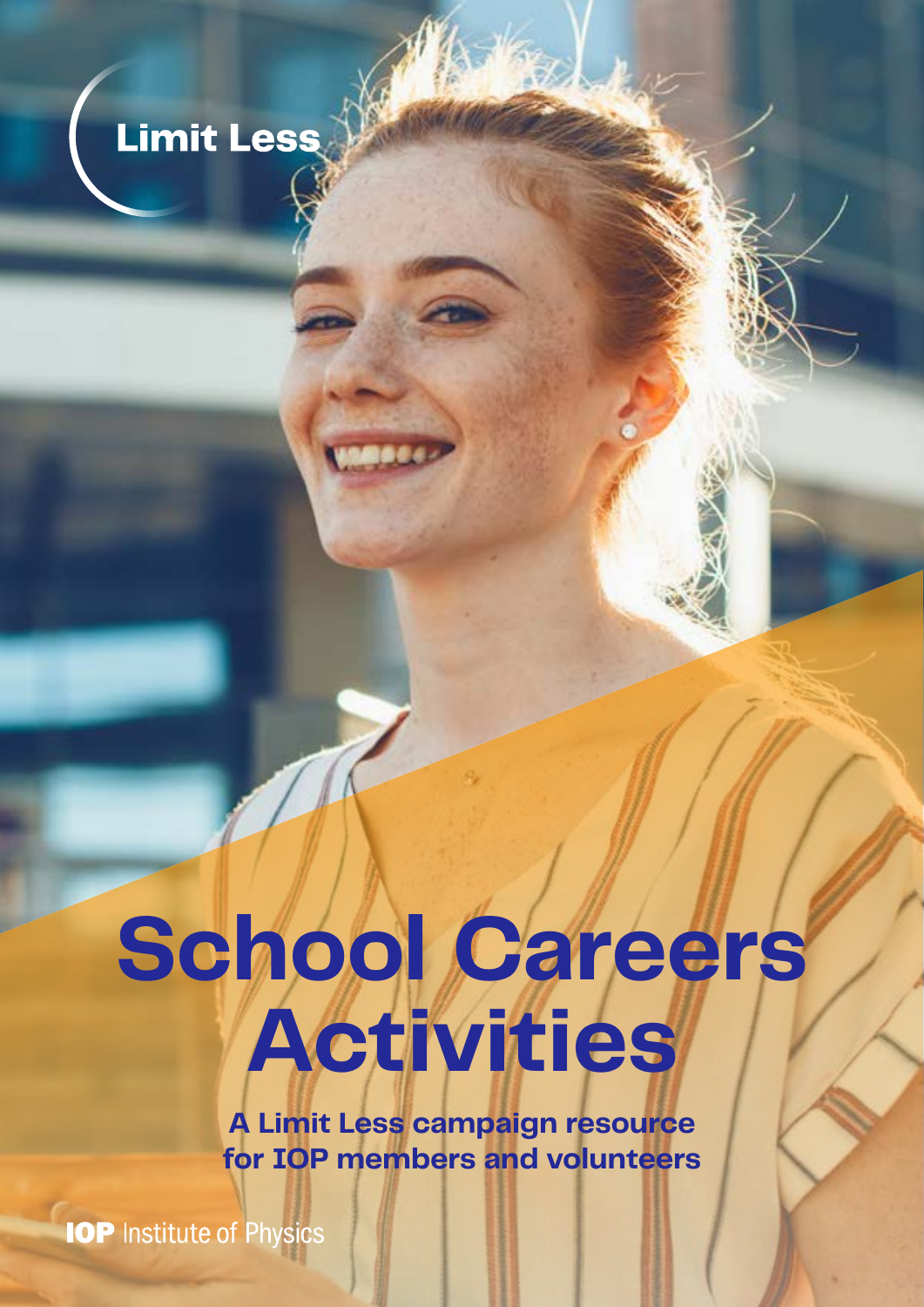Limit Less

# School Careers Activities

**A Limit Less campaign resource for IOP members and volunteers**

IOP Institute of Physics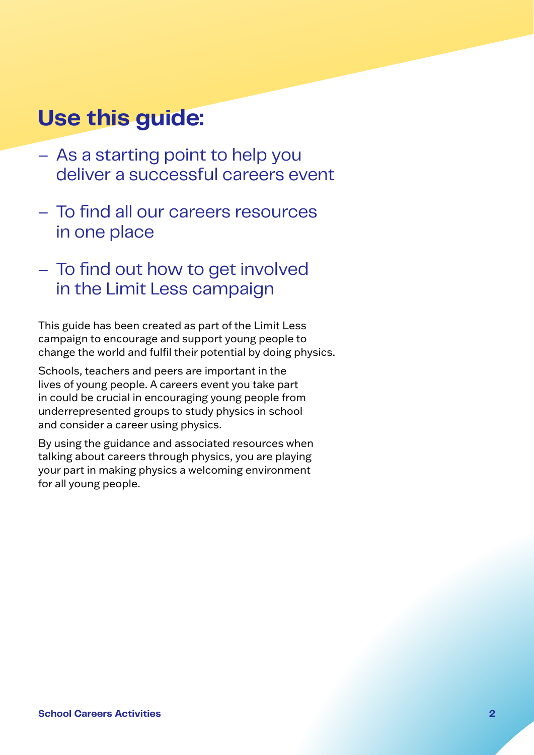# Use this guide:

- As a starting point to help you deliver a successful careers event
- To find all our careers resources in one place
- To find out how to get involved in the Limit Less campaign

This guide has been created as part of the Limit Less campaign to encourage and support young people to change the world and fulfil their potential by doing physics.

Schools, teachers and peers are important in the lives of young people. A careers event you take part in could be crucial in encouraging young people from underrepresented groups to study physics in school and consider a career using physics.

By using the guidance and associated resources when talking about careers through physics, you are playing your part in making physics a welcoming environment for all young people.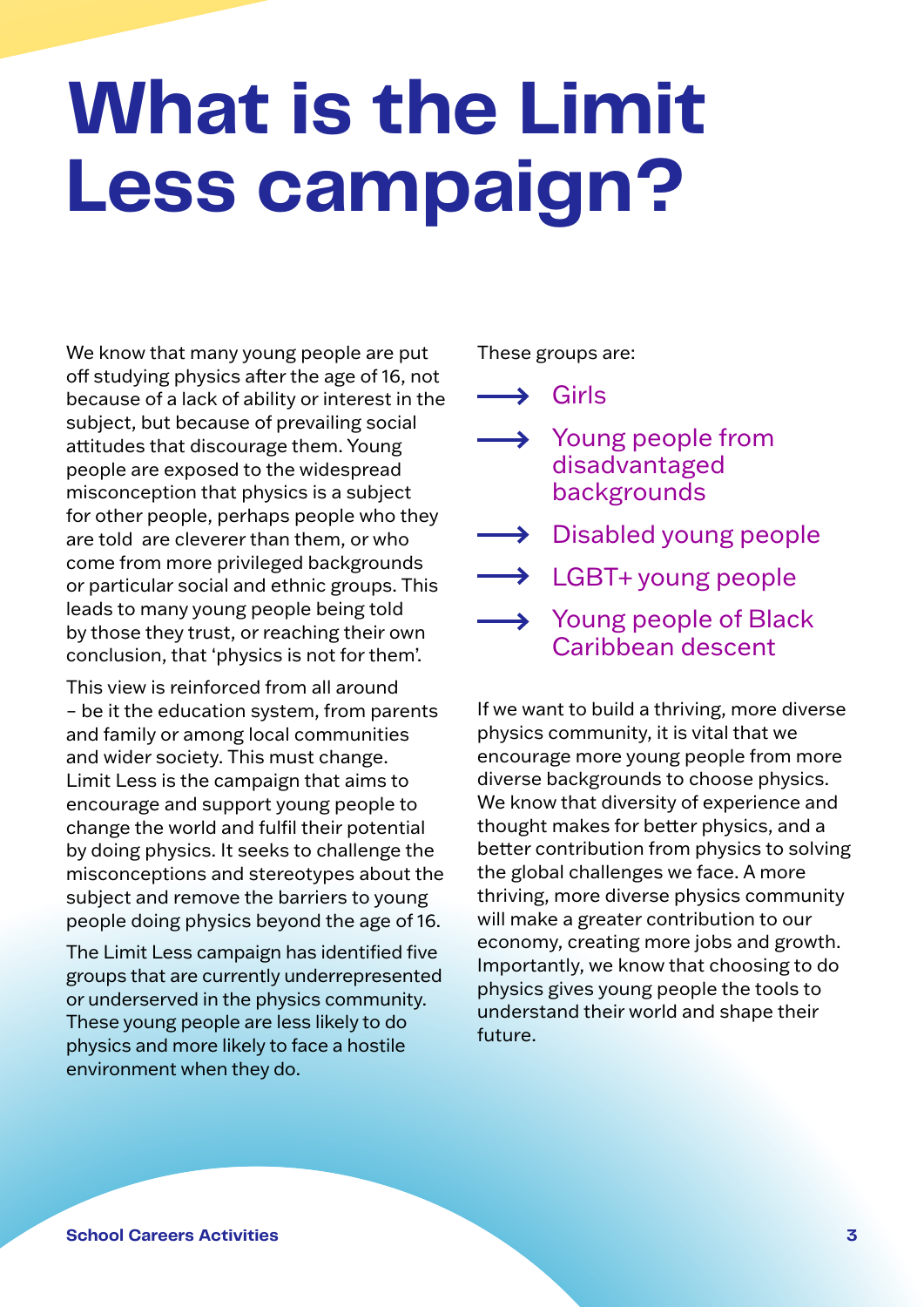# What is the Limit Less campaign?

We know that many young people are put off studying physics after the age of 16, not because of a lack of ability or interest in the subject, but because of prevailing social attitudes that discourage them. Young people are exposed to the widespread misconception that physics is a subject for other people, perhaps people who they are told are cleverer than them, or who come from more privileged backgrounds or particular social and ethnic groups. This leads to many young people being told by those they trust, or reaching their own conclusion, that 'physics is not for them'.

This view is reinforced from all around – be it the education system, from parents and family or among local communities and wider society. This must change. Limit Less is the campaign that aims to encourage and support young people to change the world and fulfil their potential by doing physics. It seeks to challenge the misconceptions and stereotypes about the subject and remove the barriers to young people doing physics beyond the age of 16.

The Limit Less campaign has identified five groups that are currently underrepresented or underserved in the physics community. These young people are less likely to do physics and more likely to face a hostile environment when they do.

These groups are:

- Girls
- Young people from disadvantaged backgrounds
- Disabled young people
- LGBT+ young people
- Young people of Black Caribbean descent

If we want to build a thriving, more diverse physics community, it is vital that we encourage more young people from more diverse backgrounds to choose physics. We know that diversity of experience and thought makes for better physics, and a better contribution from physics to solving the global challenges we face. A more thriving, more diverse physics community will make a greater contribution to our economy, creating more jobs and growth. Importantly, we know that choosing to do physics gives young people the tools to understand their world and shape their future.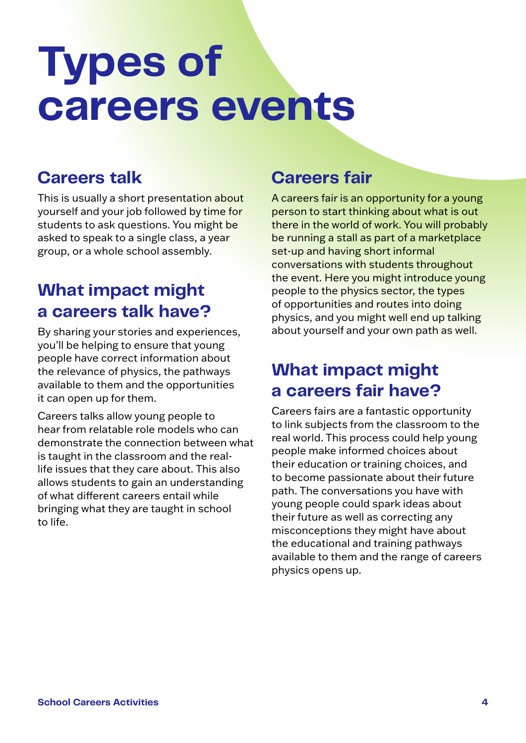# Types of careers events

## Careers talk

This is usually a short presentation about yourself and your job followed by time for students to ask questions. You might be asked to speak to a single class, a year group, or a whole school assembly.

## What impact might a careers talk have?

By sharing your stories and experiences, you'll be helping to ensure that young people have correct information about the relevance of physics, the pathways available to them and the opportunities it can open up for them.

Careers talks allow young people to hear from relatable role models who can demonstrate the connection between what is taught in the classroom and the real-life issues that they care about. This also allows students to gain an understanding of what different careers entail while bringing what they are taught in school to life.

## Careers fair

A careers fair is an opportunity for a young person to start thinking about what is out there in the world of work. You will probably be running a stall as part of a marketplace set-up and having short informal conversations with students throughout the event. Here you might introduce young people to the physics sector, the types of opportunities and routes into doing physics, and you might well end up talking about yourself and your own path as well.

## What impact might a careers fair have?

Careers fairs are a fantastic opportunity to link subjects from the classroom to the real world. This process could help young people make informed choices about their education or training choices, and to become passionate about their future path. The conversations you have with young people could spark ideas about their future as well as correcting any misconceptions they might have about the educational and training pathways available to them and the range of careers physics opens up.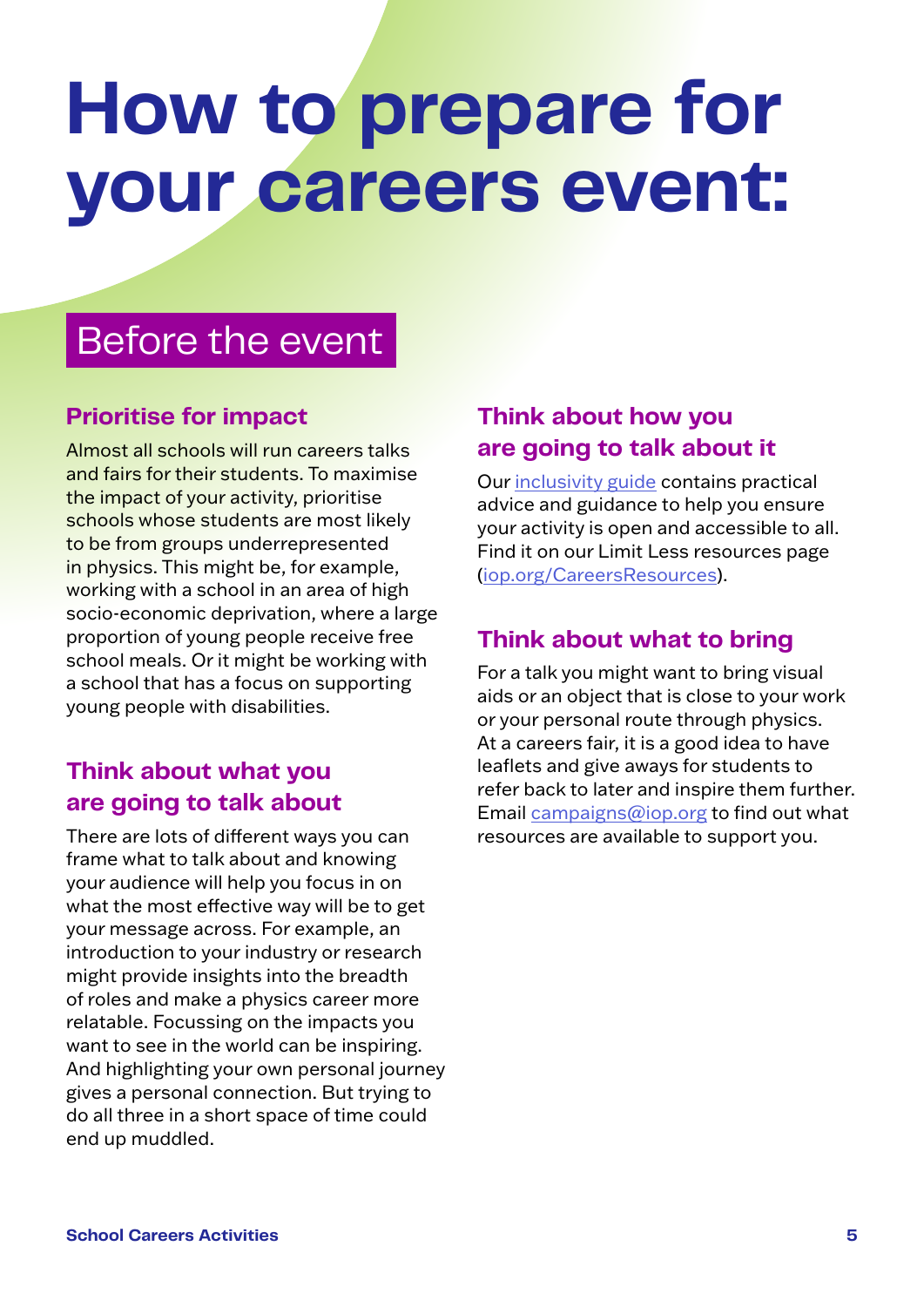# How to prepare for your careers event:

## Before the event

### Prioritise for impact

Almost all schools will run careers talks and fairs for their students. To maximise the impact of your activity, prioritise schools whose students are most likely to be from groups underrepresented in physics. This might be, for example, working with a school in an area of high socio-economic deprivation, where a large proportion of young people receive free school meals. Or it might be working with a school that has a focus on supporting young people with disabilities.

### Think about what you are going to talk about

There are lots of different ways you can frame what to talk about and knowing your audience will help you focus in on what the most effective way will be to get your message across. For example, an introduction to your industry or research might provide insights into the breadth of roles and make a physics career more relatable. Focussing on the impacts you want to see in the world can be inspiring. And highlighting your own personal journey gives a personal connection. But trying to do all three in a short space of time could end up muddled.

### Think about how you are going to talk about it

Our inclusivity guide contains practical advice and guidance to help you ensure your activity is open and accessible to all. Find it on our Limit Less resources page (iop.org/CareersResources).

### Think about what to bring

For a talk you might want to bring visual aids or an object that is close to your work or your personal route through physics. At a careers fair, it is a good idea to have leaflets and give aways for students to refer back to later and inspire them further. Email campaigns@iop.org to find out what resources are available to support you.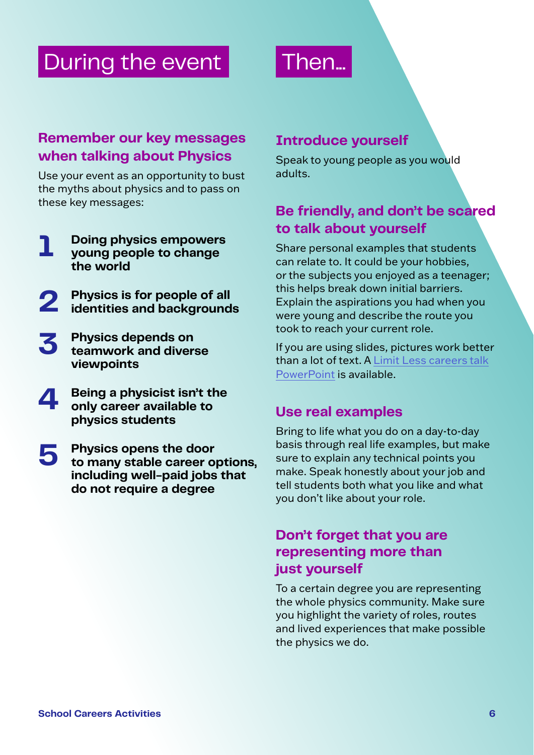# During the event

### Remember our key messages when talking about Physics

Use your event as an opportunity to bust the myths about physics and to pass on these key messages:

1. **Doing physics empowers young people to change the world**
2. **Physics is for people of all identities and backgrounds**
3. **Physics depends on teamwork and diverse viewpoints**
4. **Being a physicist isn't the only career available to physics students**
5. **Physics opens the door to many stable career options, including well-paid jobs that do not require a degree**

# Then...

### Introduce yourself

Speak to young people as you would adults.

### Be friendly, and don't be scared to talk about yourself

Share personal examples that students can relate to. It could be your hobbies, or the subjects you enjoyed as a teenager; this helps break down initial barriers. Explain the aspirations you had when you were young and describe the route you took to reach your current role.

If you are using slides, pictures work better than a lot of text. A Limit Less careers talk PowerPoint is available.

### Use real examples

Bring to life what you do on a day-to-day basis through real life examples, but make sure to explain any technical points you make. Speak honestly about your job and tell students both what you like and what you don't like about your role.

### Don't forget that you are representing more than just yourself

To a certain degree you are representing the whole physics community. Make sure you highlight the variety of roles, routes and lived experiences that make possible the physics we do.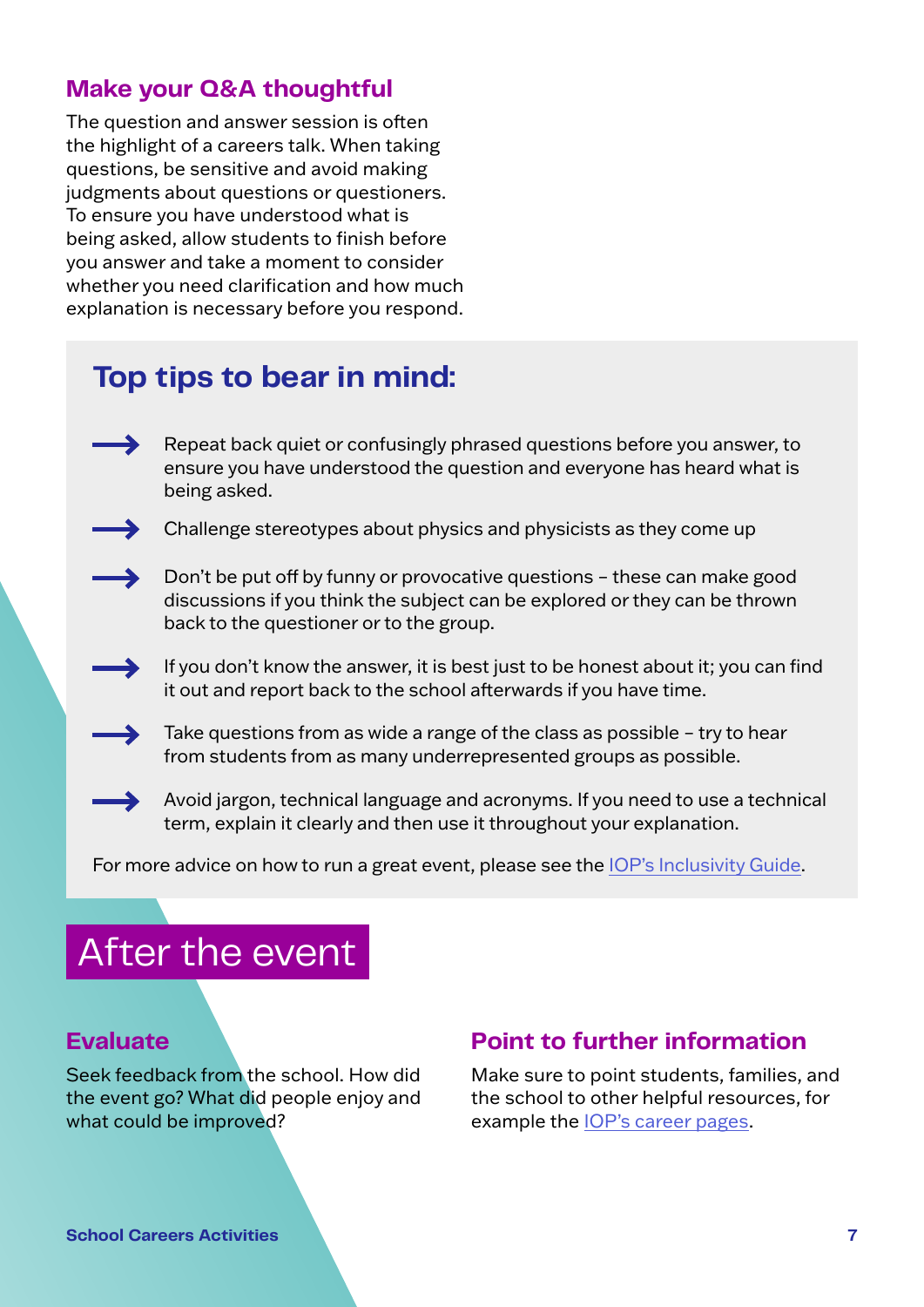### Make your Q&A thoughtful

The question and answer session is often the highlight of a careers talk. When taking questions, be sensitive and avoid making judgments about questions or questioners. To ensure you have understood what is being asked, allow students to finish before you answer and take a moment to consider whether you need clarification and how much explanation is necessary before you respond.

## Top tips to bear in mind:

- Repeat back quiet or confusingly phrased questions before you answer, to ensure you have understood the question and everyone has heard what is being asked.
- Challenge stereotypes about physics and physicists as they come up
- Don't be put off by funny or provocative questions – these can make good discussions if you think the subject can be explored or they can be thrown back to the questioner or to the group.
- If you don't know the answer, it is best just to be honest about it; you can find it out and report back to the school afterwards if you have time.
- Take questions from as wide a range of the class as possible – try to hear from students from as many underrepresented groups as possible.
- Avoid jargon, technical language and acronyms. If you need to use a technical term, explain it clearly and then use it throughout your explanation.

For more advice on how to run a great event, please see the IOP's Inclusivity Guide.

# After the event

### Evaluate

Seek feedback from the school. How did the event go? What did people enjoy and what could be improved?

### Point to further information

Make sure to point students, families, and the school to other helpful resources, for example the IOP's career pages.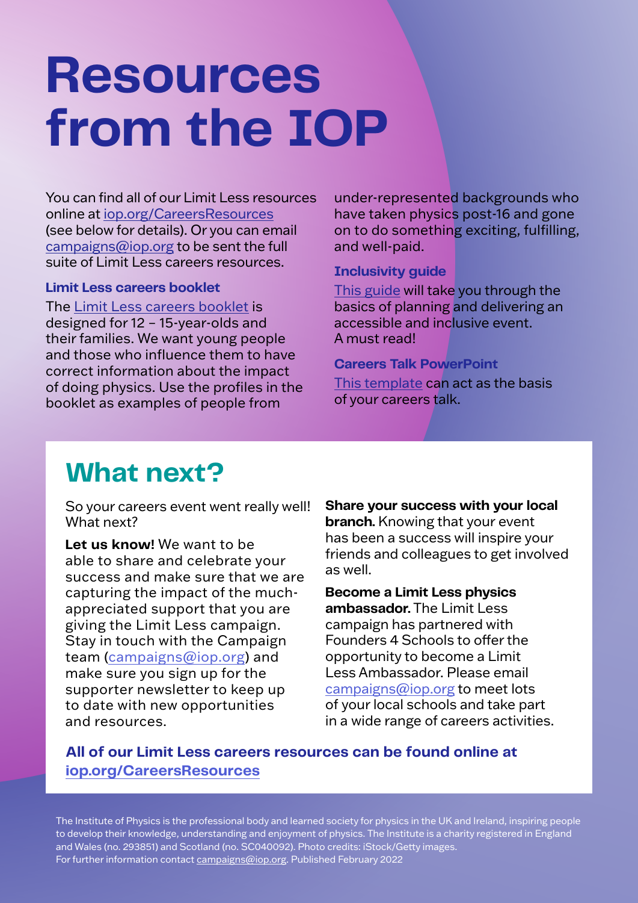# Resources from the IOP

You can find all of our Limit Less resources online at iop.org/CareersResources (see below for details). Or you can email campaigns@iop.org to be sent the full suite of Limit Less careers resources.

### Limit Less careers booklet

The Limit Less careers booklet is designed for 12 – 15-year-olds and their families. We want young people and those who influence them to have correct information about the impact of doing physics. Use the profiles in the booklet as examples of people from under-represented backgrounds who have taken physics post-16 and gone on to do something exciting, fulfilling, and well-paid.

### Inclusivity guide

This guide will take you through the basics of planning and delivering an accessible and inclusive event. A must read!

### Careers Talk PowerPoint

This template can act as the basis of your careers talk.

## What next?

So your careers event went really well! What next?

**Let us know!** We want to be able to share and celebrate your success and make sure that we are capturing the impact of the much-appreciated support that you are giving the Limit Less campaign. Stay in touch with the Campaign team (campaigns@iop.org) and make sure you sign up for the supporter newsletter to keep up to date with new opportunities and resources.

**Share your success with your local branch.** Knowing that your event has been a success will inspire your friends and colleagues to get involved as well.

**Become a Limit Less physics ambassador.** The Limit Less campaign has partnered with Founders 4 Schools to offer the opportunity to become a Limit Less Ambassador. Please email campaigns@iop.org to meet lots of your local schools and take part in a wide range of careers activities.

**All of our Limit Less careers resources can be found online at iop.org/CareersResources**

The Institute of Physics is the professional body and learned society for physics in the UK and Ireland, inspiring people to develop their knowledge, understanding and enjoyment of physics. The Institute is a charity registered in England and Wales (no. 293851) and Scotland (no. SC040092). Photo credits: iStock/Getty images. For further information contact campaigns@iop.org. Published February 2022